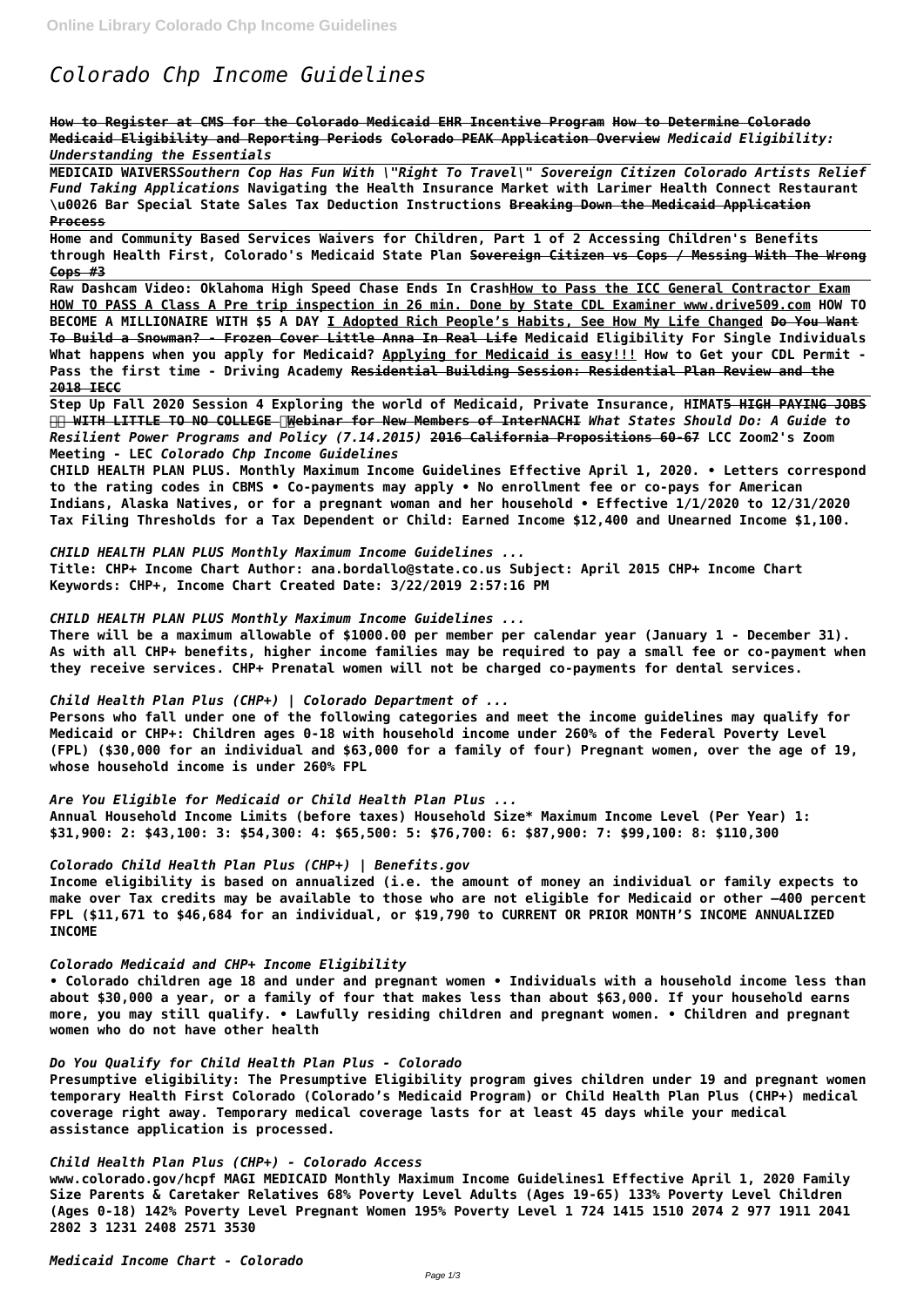# *Colorado Chp Income Guidelines*

**How to Register at CMS for the Colorado Medicaid EHR Incentive Program How to Determine Colorado Medicaid Eligibility and Reporting Periods Colorado PEAK Application Overview** ***Medicaid Eligibility: Understanding the Essentials***

**MEDICAID WAIVERS*****Southern Cop Has Fun With \"Right To Travel\" Sovereign Citizen Colorado Artists Relief Fund Taking Applications*** **Navigating the Health Insurance Market with Larimer Health Connect Restaurant \u0026 Bar Special State Sales Tax Deduction Instructions** ~~**Breaking Down the Medicaid Application Process**~~

**Home and Community Based Services Waivers for Children, Part 1 of 2 Accessing Children's Benefits through Health First, Colorado's Medicaid State Plan** ~~**Sovereign Citizen vs Cops / Messing With The Wrong Cops #3**~~

**Raw Dashcam Video: Oklahoma High Speed Chase Ends In Crash How to Pass the ICC General Contractor Exam HOW TO PASS A Class A Pre trip inspection in 26 min. Done by State CDL Examiner www.drive509.com HOW TO BECOME A MILLIONAIRE WITH $5 A DAY I Adopted Rich People's Habits, See How My Life Changed** ~~**Do You Want To Build a Snowman? - Frozen Cover Little Anna In Real Life**~~ **Medicaid Eligibility For Single Individuals What happens when you apply for Medicaid? Applying for Medicaid is easy!!! How to Get your CDL Permit - Pass the first time - Driving Academy** ~~**Residential Building Session: Residential Plan Review and the 2018 IECC**~~

**Step Up Fall 2020 Session 4 Exploring the world of Medicaid, Private Insurance, HIMAT** ~~**5 HIGH PAYING JOBS WITH LITTLE TO NO COLLEGE**~~ ~~**Webinar for New Members of InterNACHI**~~ ***What States Should Do: A Guide to Resilient Power Programs and Policy (7.14.2015)*** ~~**2016 California Propositions 60-67**~~ **LCC Zoom2's Zoom Meeting - LEC** ***Colorado Chp Income Guidelines***

**CHILD HEALTH PLAN PLUS. Monthly Maximum Income Guidelines Effective April 1, 2020. • Letters correspond to the rating codes in CBMS • Co-payments may apply • No enrollment fee or co-pays for American Indians, Alaska Natives, or for a pregnant woman and her household • Effective 1/1/2020 to 12/31/2020 Tax Filing Thresholds for a Tax Dependent or Child: Earned Income $12,400 and Unearned Income $1,100.**

***CHILD HEALTH PLAN PLUS Monthly Maximum Income Guidelines ...***

**Title: CHP+ Income Chart Author: ana.bordallo@state.co.us Subject: April 2015 CHP+ Income Chart Keywords: CHP+, Income Chart Created Date: 3/22/2019 2:57:16 PM**

***CHILD HEALTH PLAN PLUS Monthly Maximum Income Guidelines ...***

**There will be a maximum allowable of $1000.00 per member per calendar year (January 1 - December 31). As with all CHP+ benefits, higher income families may be required to pay a small fee or co-payment when they receive services. CHP+ Prenatal women will not be charged co-payments for dental services.**

***Child Health Plan Plus (CHP+) | Colorado Department of ...***

**Persons who fall under one of the following categories and meet the income guidelines may qualify for Medicaid or CHP+: Children ages 0-18 with household income under 260% of the Federal Poverty Level (FPL) ($30,000 for an individual and $63,000 for a family of four) Pregnant women, over the age of 19, whose household income is under 260% FPL**

***Are You Eligible for Medicaid or Child Health Plan Plus ...***

**Annual Household Income Limits (before taxes) Household Size* Maximum Income Level (Per Year) 1: $31,900: 2: $43,100: 3: $54,300: 4: $65,500: 5: $76,700: 6: $87,900: 7: $99,100: 8: $110,300**

***Colorado Child Health Plan Plus (CHP+) | Benefits.gov***

**Income eligibility is based on annualized (i.e. the amount of money an individual or family expects to make over Tax credits may be available to those who are not eligible for Medicaid or other –400 percent FPL ($11,671 to $46,684 for an individual, or $19,790 to CURRENT OR PRIOR MONTH'S INCOME ANNUALIZED INCOME**

***Colorado Medicaid and CHP+ Income Eligibility***

**• Colorado children age 18 and under and pregnant women • Individuals with a household income less than about $30,000 a year, or a family of four that makes less than about $63,000. If your household earns more, you may still qualify. • Lawfully residing children and pregnant women. • Children and pregnant women who do not have other health**

***Do You Qualify for Child Health Plan Plus - Colorado***

**Presumptive eligibility: The Presumptive Eligibility program gives children under 19 and pregnant women temporary Health First Colorado (Colorado's Medicaid Program) or Child Health Plan Plus (CHP+) medical coverage right away. Temporary medical coverage lasts for at least 45 days while your medical assistance application is processed.**

***Child Health Plan Plus (CHP+) - Colorado Access***

**www.colorado.gov/hcpf MAGI MEDICAID Monthly Maximum Income Guidelines1 Effective April 1, 2020 Family Size Parents & Caretaker Relatives 68% Poverty Level Adults (Ages 19-65) 133% Poverty Level Children (Ages 0-18) 142% Poverty Level Pregnant Women 195% Poverty Level 1 724 1415 1510 2074 2 977 1911 2041 2802 3 1231 2408 2571 3530**

***Medicaid Income Chart - Colorado***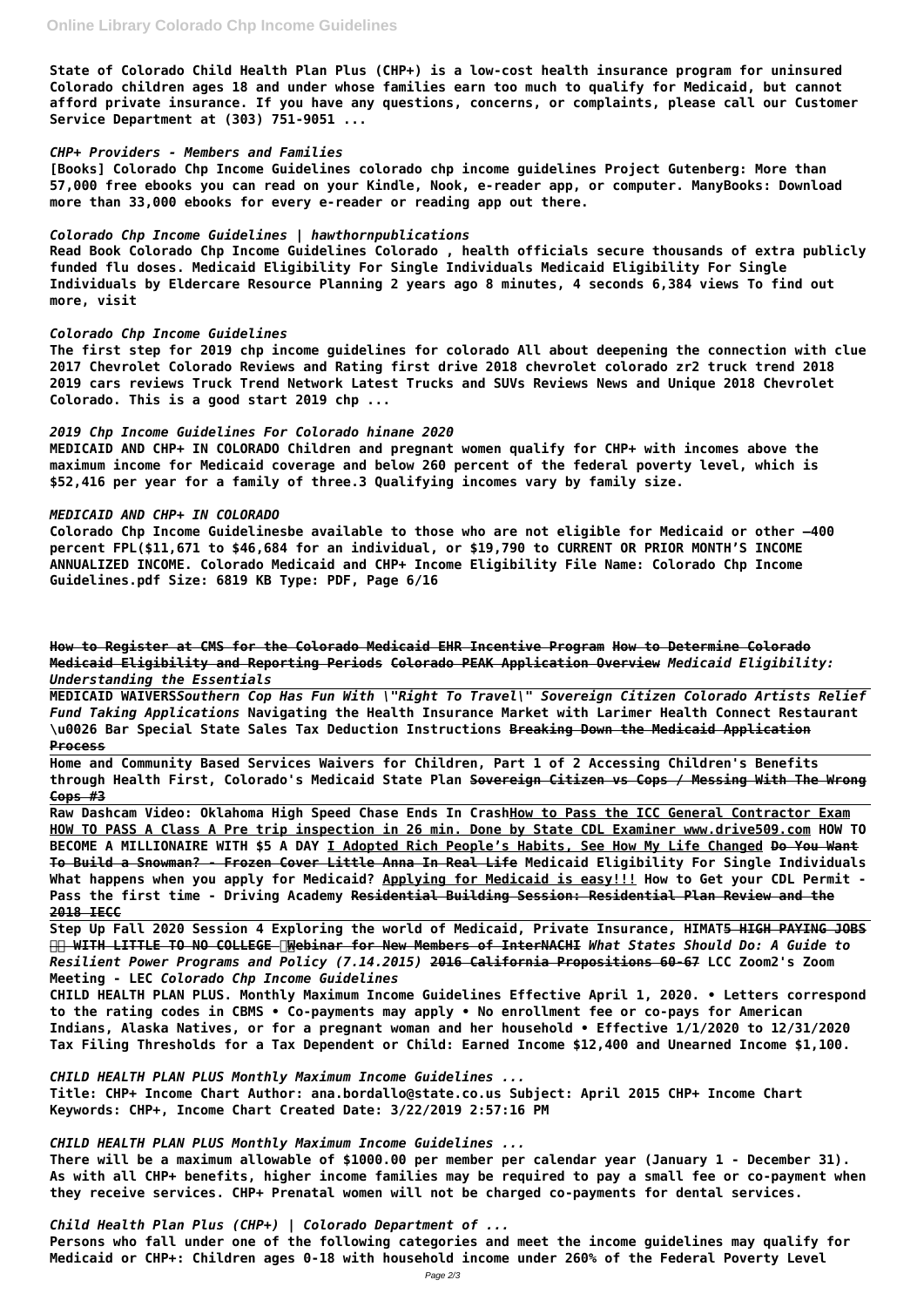**State of Colorado Child Health Plan Plus (CHP+) is a low-cost health insurance program for uninsured Colorado children ages 18 and under whose families earn too much to qualify for Medicaid, but cannot afford private insurance. If you have any questions, concerns, or complaints, please call our Customer Service Department at (303) 751-9051 ...**

*CHP+ Providers - Members and Families*

**[Books] Colorado Chp Income Guidelines colorado chp income guidelines Project Gutenberg: More than 57,000 free ebooks you can read on your Kindle, Nook, e-reader app, or computer. ManyBooks: Download more than 33,000 ebooks for every e-reader or reading app out there.**

*Colorado Chp Income Guidelines | hawthornpublications*

**Read Book Colorado Chp Income Guidelines Colorado , health officials secure thousands of extra publicly funded flu doses. Medicaid Eligibility For Single Individuals Medicaid Eligibility For Single Individuals by Eldercare Resource Planning 2 years ago 8 minutes, 4 seconds 6,384 views To find out more, visit**

*Colorado Chp Income Guidelines*

**The first step for 2019 chp income guidelines for colorado All about deepening the connection with clue 2017 Chevrolet Colorado Reviews and Rating first drive 2018 chevrolet colorado zr2 truck trend 2018 2019 cars reviews Truck Trend Network Latest Trucks and SUVs Reviews News and Unique 2018 Chevrolet Colorado. This is a good start 2019 chp ...**

*2019 Chp Income Guidelines For Colorado hinane 2020*

**MEDICAID AND CHP+ IN COLORADO Children and pregnant women qualify for CHP+ with incomes above the maximum income for Medicaid coverage and below 260 percent of the federal poverty level, which is $52,416 per year for a family of three.3 Qualifying incomes vary by family size.**

*MEDICAID AND CHP+ IN COLORADO*

**Colorado Chp Income Guidelinesbe available to those who are not eligible for Medicaid or other –400 percent FPL($11,671 to $46,684 for an individual, or $19,790 to CURRENT OR PRIOR MONTH'S INCOME ANNUALIZED INCOME. Colorado Medicaid and CHP+ Income Eligibility File Name: Colorado Chp Income Guidelines.pdf Size: 6819 KB Type: PDF, Page 6/16**

**How to Register at CMS for the Colorado Medicaid EHR Incentive Program How to Determine Colorado Medicaid Eligibility and Reporting Periods ~~Colorado PEAK Application Overview~~ *Medicaid Eligibility: Understanding the Essentials***

**MEDICAID WAIVERS*Southern Cop Has Fun With \"Right To Travel\" Sovereign Citizen Colorado Artists Relief Fund Taking Applications* Navigating the Health Insurance Market with Larimer Health Connect Restaurant \u0026 Bar Special State Sales Tax Deduction Instructions ~~Breaking Down the Medicaid Application Process~~**

**Home and Community Based Services Waivers for Children, Part 1 of 2 Accessing Children's Benefits through Health First, Colorado's Medicaid State Plan ~~Sovereign Citizen vs Cops / Messing With The Wrong Cops #3~~**

**Raw Dashcam Video: Oklahoma High Speed Chase Ends In Crash How to Pass the ICC General Contractor Exam HOW TO PASS A Class A Pre trip inspection in 26 min. Done by State CDL Examiner www.drive509.com HOW TO BECOME A MILLIONAIRE WITH $5 A DAY I Adopted Rich People's Habits, See How My Life Changed ~~Do You Want To Build a Snowman? - Frozen Cover Little Anna In Real Life~~ Medicaid Eligibility For Single Individuals What happens when you apply for Medicaid? Applying for Medicaid is easy!!! How to Get your CDL Permit - Pass the first time - Driving Academy ~~Residential Building Session: Residential Plan Review and the 2018 IECC~~**

**Step Up Fall 2020 Session 4 Exploring the world of Medicaid, Private Insurance, HIMAT~~5 HIGH PAYING JOBS WITH LITTLE TO NO COLLEGE~~ Webinar for New Members of InterNACHI *What States Should Do: A Guide to Resilient Power Programs and Policy (7.14.2015)* ~~2016 California Propositions 60-67~~ LCC Zoom2's Zoom Meeting - LEC *Colorado Chp Income Guidelines***

**CHILD HEALTH PLAN PLUS. Monthly Maximum Income Guidelines Effective April 1, 2020. • Letters correspond to the rating codes in CBMS • Co-payments may apply • No enrollment fee or co-pays for American Indians, Alaska Natives, or for a pregnant woman and her household • Effective 1/1/2020 to 12/31/2020 Tax Filing Thresholds for a Tax Dependent or Child: Earned Income $12,400 and Unearned Income $1,100.**

*CHILD HEALTH PLAN PLUS Monthly Maximum Income Guidelines ...*

**Title: CHP+ Income Chart Author: ana.bordallo@state.co.us Subject: April 2015 CHP+ Income Chart Keywords: CHP+, Income Chart Created Date: 3/22/2019 2:57:16 PM**

*CHILD HEALTH PLAN PLUS Monthly Maximum Income Guidelines ...*

**There will be a maximum allowable of $1000.00 per member per calendar year (January 1 - December 31). As with all CHP+ benefits, higher income families may be required to pay a small fee or co-payment when they receive services. CHP+ Prenatal women will not be charged co-payments for dental services.**

*Child Health Plan Plus (CHP+) | Colorado Department of ...*

**Persons who fall under one of the following categories and meet the income guidelines may qualify for Medicaid or CHP+: Children ages 0-18 with household income under 260% of the Federal Poverty Level**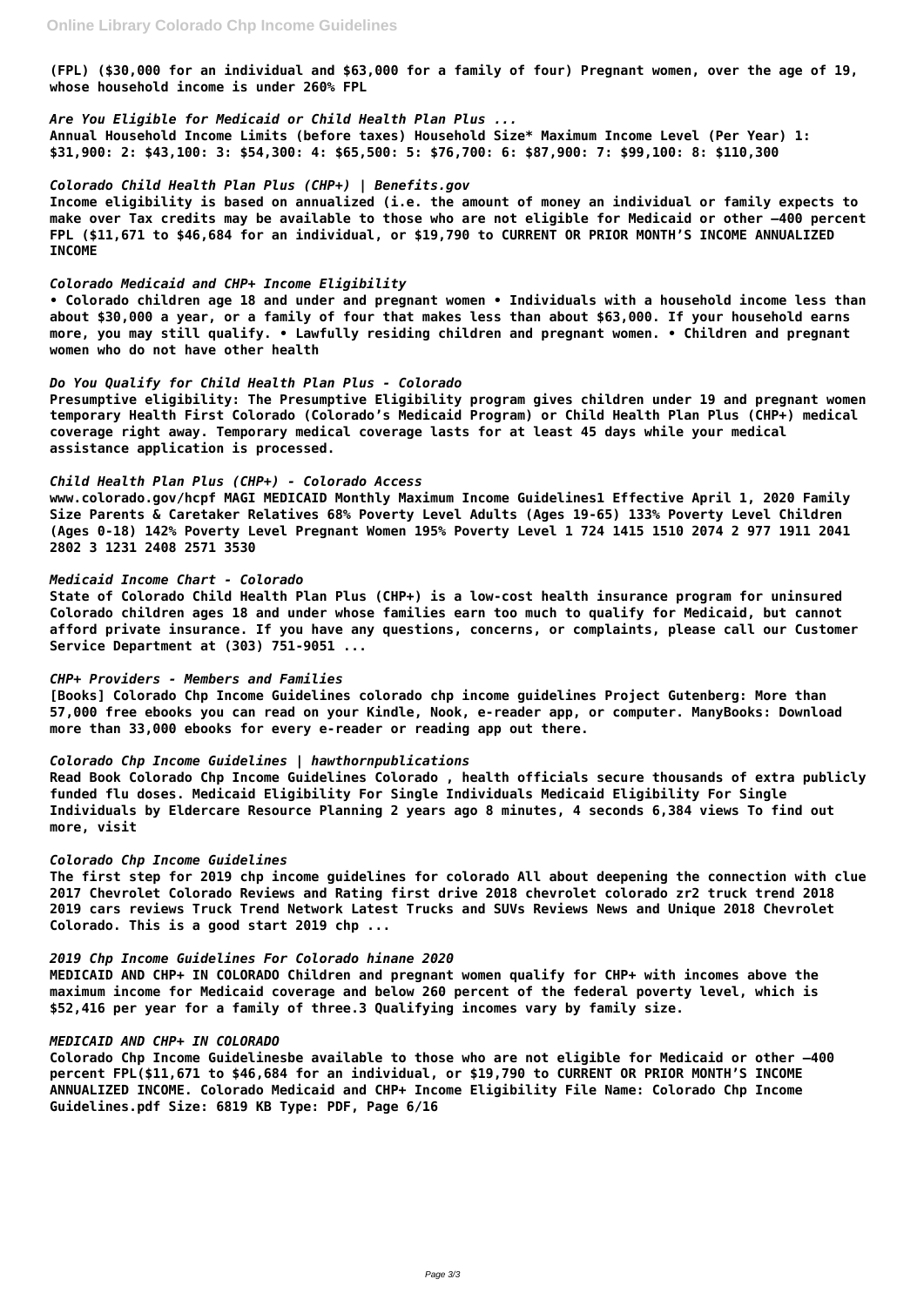**(FPL) ($30,000 for an individual and $63,000 for a family of four) Pregnant women, over the age of 19, whose household income is under 260% FPL**

### *Are You Eligible for Medicaid or Child Health Plan Plus ...*

**Annual Household Income Limits (before taxes) Household Size* Maximum Income Level (Per Year) 1: $31,900: 2: $43,100: 3: $54,300: 4: $65,500: 5: $76,700: 6: $87,900: 7: $99,100: 8: $110,300**

### *Colorado Child Health Plan Plus (CHP+) | Benefits.gov*

**Income eligibility is based on annualized (i.e. the amount of money an individual or family expects to make over Tax credits may be available to those who are not eligible for Medicaid or other –400 percent FPL ($11,671 to $46,684 for an individual, or $19,790 to CURRENT OR PRIOR MONTH'S INCOME ANNUALIZED INCOME**

### *Colorado Medicaid and CHP+ Income Eligibility*

**• Colorado children age 18 and under and pregnant women • Individuals with a household income less than about $30,000 a year, or a family of four that makes less than about $63,000. If your household earns more, you may still qualify. • Lawfully residing children and pregnant women. • Children and pregnant women who do not have other health**

### *Do You Qualify for Child Health Plan Plus - Colorado*

**Presumptive eligibility: The Presumptive Eligibility program gives children under 19 and pregnant women temporary Health First Colorado (Colorado's Medicaid Program) or Child Health Plan Plus (CHP+) medical coverage right away. Temporary medical coverage lasts for at least 45 days while your medical assistance application is processed.**

### *Child Health Plan Plus (CHP+) - Colorado Access*

**www.colorado.gov/hcpf MAGI MEDICAID Monthly Maximum Income Guidelines1 Effective April 1, 2020 Family Size Parents & Caretaker Relatives 68% Poverty Level Adults (Ages 19-65) 133% Poverty Level Children (Ages 0-18) 142% Poverty Level Pregnant Women 195% Poverty Level 1 724 1415 1510 2074 2 977 1911 2041 2802 3 1231 2408 2571 3530**

### *Medicaid Income Chart - Colorado*

**State of Colorado Child Health Plan Plus (CHP+) is a low-cost health insurance program for uninsured Colorado children ages 18 and under whose families earn too much to qualify for Medicaid, but cannot afford private insurance. If you have any questions, concerns, or complaints, please call our Customer Service Department at (303) 751-9051 ...**

### *CHP+ Providers - Members and Families*

**[Books] Colorado Chp Income Guidelines colorado chp income guidelines Project Gutenberg: More than 57,000 free ebooks you can read on your Kindle, Nook, e-reader app, or computer. ManyBooks: Download more than 33,000 ebooks for every e-reader or reading app out there.**

### *Colorado Chp Income Guidelines | hawthornpublications*

**Read Book Colorado Chp Income Guidelines Colorado , health officials secure thousands of extra publicly funded flu doses. Medicaid Eligibility For Single Individuals Medicaid Eligibility For Single Individuals by Eldercare Resource Planning 2 years ago 8 minutes, 4 seconds 6,384 views To find out more, visit**

### *Colorado Chp Income Guidelines*

**The first step for 2019 chp income guidelines for colorado All about deepening the connection with clue 2017 Chevrolet Colorado Reviews and Rating first drive 2018 chevrolet colorado zr2 truck trend 2018 2019 cars reviews Truck Trend Network Latest Trucks and SUVs Reviews News and Unique 2018 Chevrolet Colorado. This is a good start 2019 chp ...**

### *2019 Chp Income Guidelines For Colorado hinane 2020*

**MEDICAID AND CHP+ IN COLORADO Children and pregnant women qualify for CHP+ with incomes above the maximum income for Medicaid coverage and below 260 percent of the federal poverty level, which is $52,416 per year for a family of three.3 Qualifying incomes vary by family size.**

### *MEDICAID AND CHP+ IN COLORADO*

**Colorado Chp Income Guidelinesbe available to those who are not eligible for Medicaid or other –400 percent FPL($11,671 to $46,684 for an individual, or $19,790 to CURRENT OR PRIOR MONTH'S INCOME ANNUALIZED INCOME. Colorado Medicaid and CHP+ Income Eligibility File Name: Colorado Chp Income Guidelines.pdf Size: 6819 KB Type: PDF, Page 6/16**